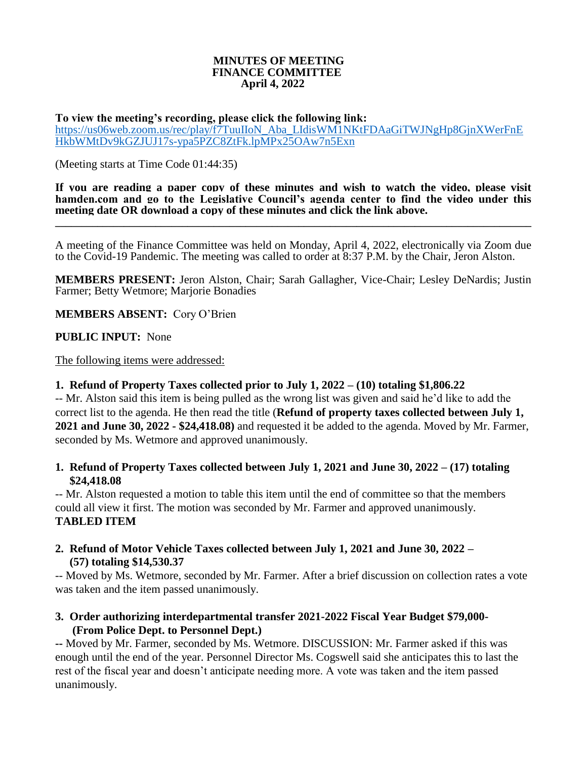**MINUTES OF MEETING**
**FINANCE COMMITTEE**
**April 4, 2022**

**To view the meeting's recording, please click the following link:**
https://us06web.zoom.us/rec/play/f7TuuIIoN_Aba_LIdisWM1NKtFDAaGiTWJNgHp8GjnXWerFnEHkbWMtDv9kGZJUJ17s-ypa5PZC8ZtFk.lpMPx25OAw7n5Exn

(Meeting starts at Time Code 01:44:35)

**If you are reading a paper copy of these minutes and wish to watch the video, please visit hamden.com and go to the Legislative Council's agenda center to find the video under this meeting date OR download a copy of these minutes and click the link above.**

---

A meeting of the Finance Committee was held on Monday, April 4, 2022, electronically via Zoom due to the Covid-19 Pandemic. The meeting was called to order at 8:37 P.M. by the Chair, Jeron Alston.

**MEMBERS PRESENT:** Jeron Alston, Chair; Sarah Gallagher, Vice-Chair; Lesley DeNardis; Justin Farmer; Betty Wetmore; Marjorie Bonadies

**MEMBERS ABSENT:** Cory O'Brien

**PUBLIC INPUT:** None

The following items were addressed:

**1. Refund of Property Taxes collected prior to July 1, 2022 – (10) totaling $1,806.22**

-- Mr. Alston said this item is being pulled as the wrong list was given and said he'd like to add the correct list to the agenda. He then read the title (**Refund of property taxes collected between July 1, 2021 and June 30, 2022 - $24,418.08)** and requested it be added to the agenda. Moved by Mr. Farmer, seconded by Ms. Wetmore and approved unanimously.

**1. Refund of Property Taxes collected between July 1, 2021 and June 30, 2022 – (17) totaling $24,418.08**

-- Mr. Alston requested a motion to table this item until the end of committee so that the members could all view it first. The motion was seconded by Mr. Farmer and approved unanimously.
**TABLED ITEM**

**2. Refund of Motor Vehicle Taxes collected between July 1, 2021 and June 30, 2022 – (57) totaling $14,530.37**

-- Moved by Ms. Wetmore, seconded by Mr. Farmer. After a brief discussion on collection rates a vote was taken and the item passed unanimously.

**3. Order authorizing interdepartmental transfer 2021-2022 Fiscal Year Budget $79,000- (From Police Dept. to Personnel Dept.)**

**--** Moved by Mr. Farmer, seconded by Ms. Wetmore. DISCUSSION: Mr. Farmer asked if this was enough until the end of the year. Personnel Director Ms. Cogswell said she anticipates this to last the rest of the fiscal year and doesn't anticipate needing more. A vote was taken and the item passed unanimously.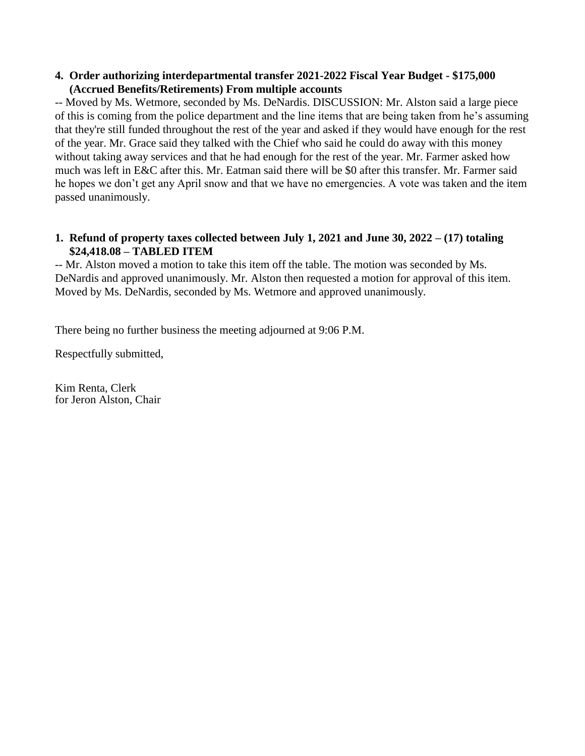**4. Order authorizing interdepartmental transfer 2021-2022 Fiscal Year Budget - $175,000 (Accrued Benefits/Retirements) From multiple accounts**

-- Moved by Ms. Wetmore, seconded by Ms. DeNardis. DISCUSSION: Mr. Alston said a large piece of this is coming from the police department and the line items that are being taken from he's assuming that they're still funded throughout the rest of the year and asked if they would have enough for the rest of the year. Mr. Grace said they talked with the Chief who said he could do away with this money without taking away services and that he had enough for the rest of the year. Mr. Farmer asked how much was left in E&C after this. Mr. Eatman said there will be $0 after this transfer. Mr. Farmer said he hopes we don't get any April snow and that we have no emergencies. A vote was taken and the item passed unanimously.

**1. Refund of property taxes collected between July 1, 2021 and June 30, 2022 – (17) totaling $24,418.08 – TABLED ITEM**

-- Mr. Alston moved a motion to take this item off the table. The motion was seconded by Ms. DeNardis and approved unanimously. Mr. Alston then requested a motion for approval of this item. Moved by Ms. DeNardis, seconded by Ms. Wetmore and approved unanimously.

There being no further business the meeting adjourned at 9:06 P.M.

Respectfully submitted,

Kim Renta, Clerk
for Jeron Alston, Chair